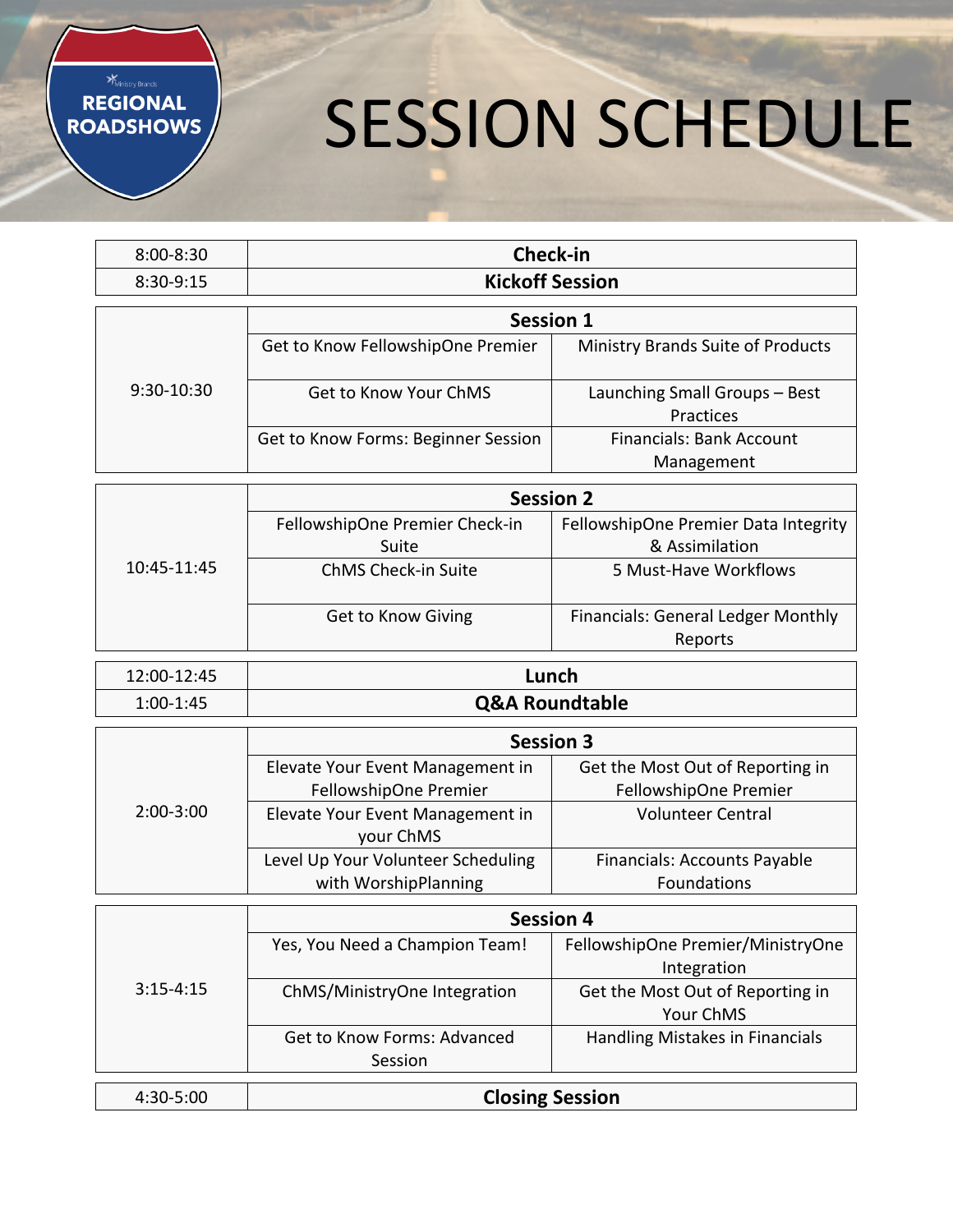Ministry Brands
**REGIONAL ROADSHOWS**

# SESSION SCHEDULE

| Time | Session | |
|---|---|---|
| 8:00-8:30 | **Check-in** | |
| 8:30-9:15 | **Kickoff Session** | |
| 9:30-10:30 | **Session 1** | |
| | Get to Know FellowshipOne Premier | Ministry Brands Suite of Products |
| | Get to Know Your ChMS | Launching Small Groups – Best Practices |
| | Get to Know Forms: Beginner Session | Financials: Bank Account Management |
| 10:45-11:45 | **Session 2** | |
| | FellowshipOne Premier Check-in Suite | FellowshipOne Premier Data Integrity & Assimilation |
| | ChMS Check-in Suite | 5 Must-Have Workflows |
| | Get to Know Giving | Financials: General Ledger Monthly Reports |
| 12:00-12:45 | **Lunch** | |
| 1:00-1:45 | **Q&A Roundtable** | |
| 2:00-3:00 | **Session 3** | |
| | Elevate Your Event Management in FellowshipOne Premier | Get the Most Out of Reporting in FellowshipOne Premier |
| | Elevate Your Event Management in your ChMS | Volunteer Central |
| | Level Up Your Volunteer Scheduling with WorshipPlanning | Financials: Accounts Payable Foundations |
| 3:15-4:15 | **Session 4** | |
| | Yes, You Need a Champion Team! | FellowshipOne Premier/MinistryOne Integration |
| | ChMS/MinistryOne Integration | Get the Most Out of Reporting in Your ChMS |
| | Get to Know Forms: Advanced Session | Handling Mistakes in Financials |
| 4:30-5:00 | **Closing Session** | |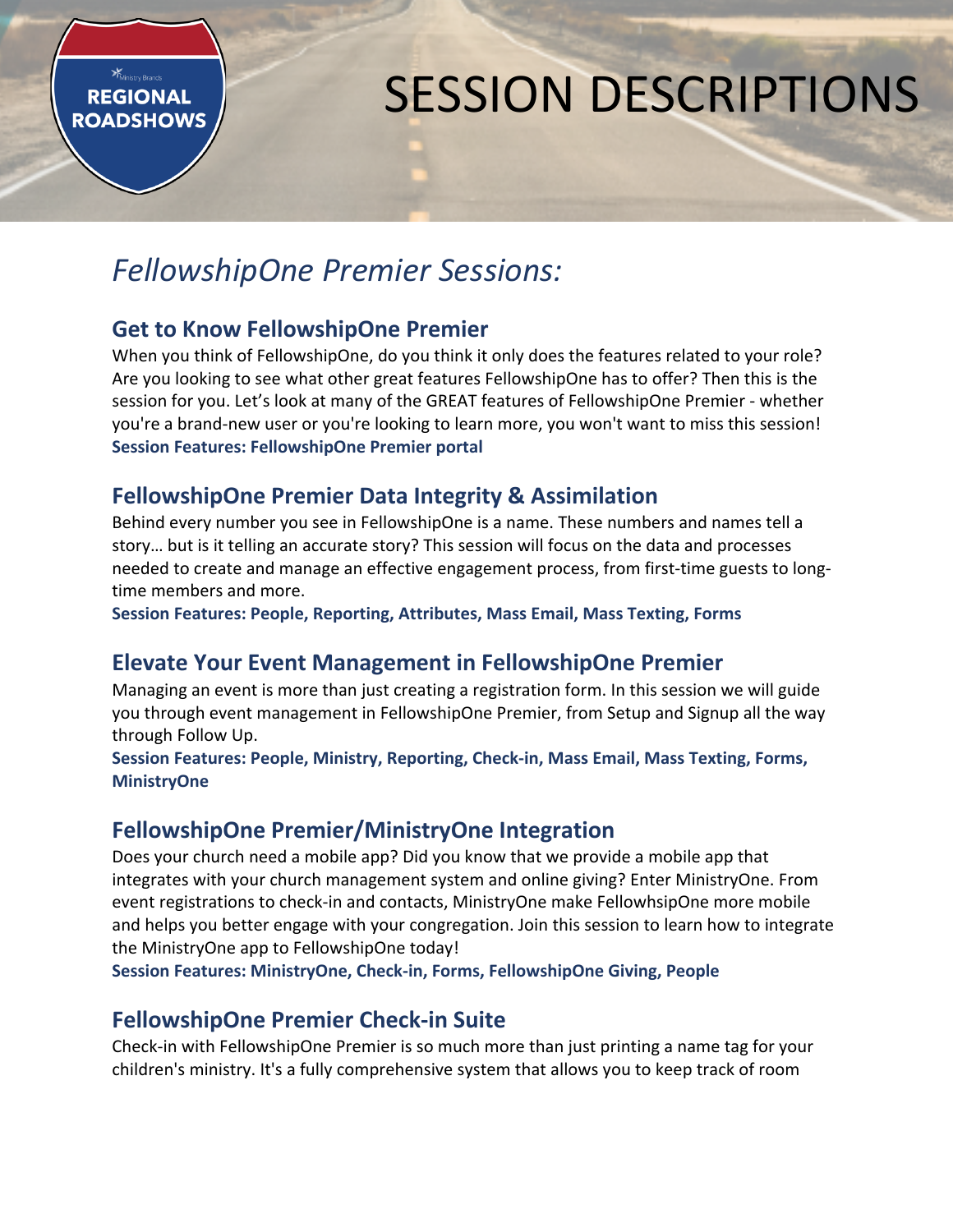# SESSION DESCRIPTIONS

REGIONAL ROADSHOWS

## *FellowshipOne Premier Sessions:*

### Get to Know FellowshipOne Premier

When you think of FellowshipOne, do you think it only does the features related to your role? Are you looking to see what other great features FellowshipOne has to offer? Then this is the session for you. Let's look at many of the GREAT features of FellowshipOne Premier - whether you're a brand-new user or you're looking to learn more, you won't want to miss this session!

**Session Features: FellowshipOne Premier portal**

### FellowshipOne Premier Data Integrity & Assimilation

Behind every number you see in FellowshipOne is a name. These numbers and names tell a story… but is it telling an accurate story? This session will focus on the data and processes needed to create and manage an effective engagement process, from first-time guests to long-time members and more.

**Session Features: People, Reporting, Attributes, Mass Email, Mass Texting, Forms**

### Elevate Your Event Management in FellowshipOne Premier

Managing an event is more than just creating a registration form. In this session we will guide you through event management in FellowshipOne Premier, from Setup and Signup all the way through Follow Up.

**Session Features: People, Ministry, Reporting, Check-in, Mass Email, Mass Texting, Forms, MinistryOne**

### FellowshipOne Premier/MinistryOne Integration

Does your church need a mobile app? Did you know that we provide a mobile app that integrates with your church management system and online giving? Enter MinistryOne. From event registrations to check-in and contacts, MinistryOne make FellowhsipOne more mobile and helps you better engage with your congregation. Join this session to learn how to integrate the MinistryOne app to FellowshipOne today!

**Session Features: MinistryOne, Check-in, Forms, FellowshipOne Giving, People**

### FellowshipOne Premier Check-in Suite

Check-in with FellowshipOne Premier is so much more than just printing a name tag for your children's ministry. It's a fully comprehensive system that allows you to keep track of room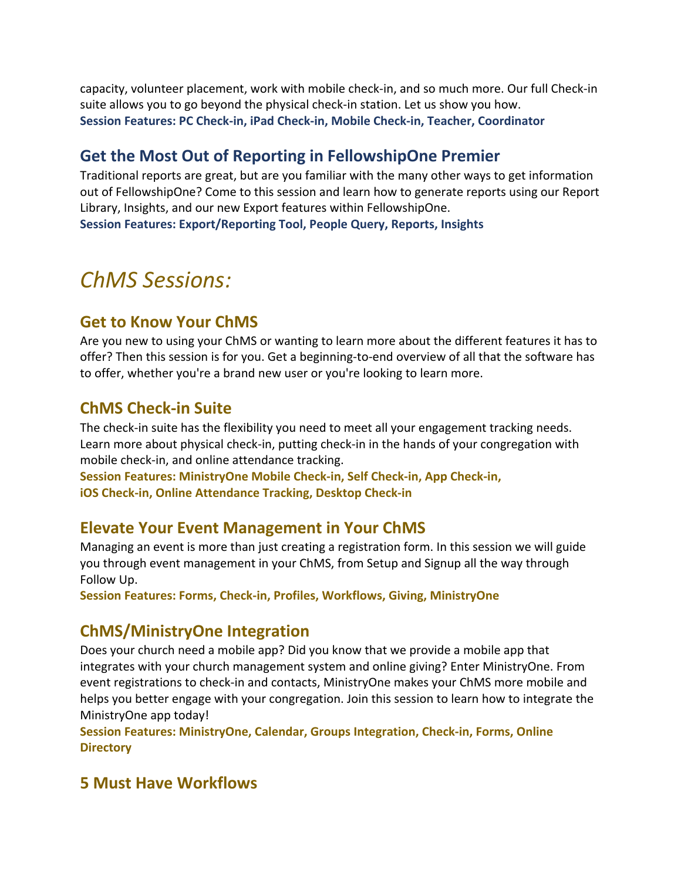capacity, volunteer placement, work with mobile check-in, and so much more. Our full Check-in suite allows you to go beyond the physical check-in station. Let us show you how.
**Session Features: PC Check-in, iPad Check-in, Mobile Check-in, Teacher, Coordinator**

### Get the Most Out of Reporting in FellowshipOne Premier

Traditional reports are great, but are you familiar with the many other ways to get information out of FellowshipOne? Come to this session and learn how to generate reports using our Report Library, Insights, and our new Export features within FellowshipOne.
**Session Features: Export/Reporting Tool, People Query, Reports, Insights**

## *ChMS Sessions:*

### Get to Know Your ChMS

Are you new to using your ChMS or wanting to learn more about the different features it has to offer? Then this session is for you. Get a beginning-to-end overview of all that the software has to offer, whether you're a brand new user or you're looking to learn more.

### ChMS Check-in Suite

The check-in suite has the flexibility you need to meet all your engagement tracking needs. Learn more about physical check-in, putting check-in in the hands of your congregation with mobile check-in, and online attendance tracking.
**Session Features: MinistryOne Mobile Check-in, Self Check-in, App Check-in, iOS Check-in, Online Attendance Tracking, Desktop Check-in**

### Elevate Your Event Management in Your ChMS

Managing an event is more than just creating a registration form. In this session we will guide you through event management in your ChMS, from Setup and Signup all the way through Follow Up.
**Session Features: Forms, Check-in, Profiles, Workflows, Giving, MinistryOne**

### ChMS/MinistryOne Integration

Does your church need a mobile app? Did you know that we provide a mobile app that integrates with your church management system and online giving? Enter MinistryOne. From event registrations to check-in and contacts, MinistryOne makes your ChMS more mobile and helps you better engage with your congregation. Join this session to learn how to integrate the MinistryOne app today!
**Session Features: MinistryOne, Calendar, Groups Integration, Check-in, Forms, Online Directory**

### 5 Must Have Workflows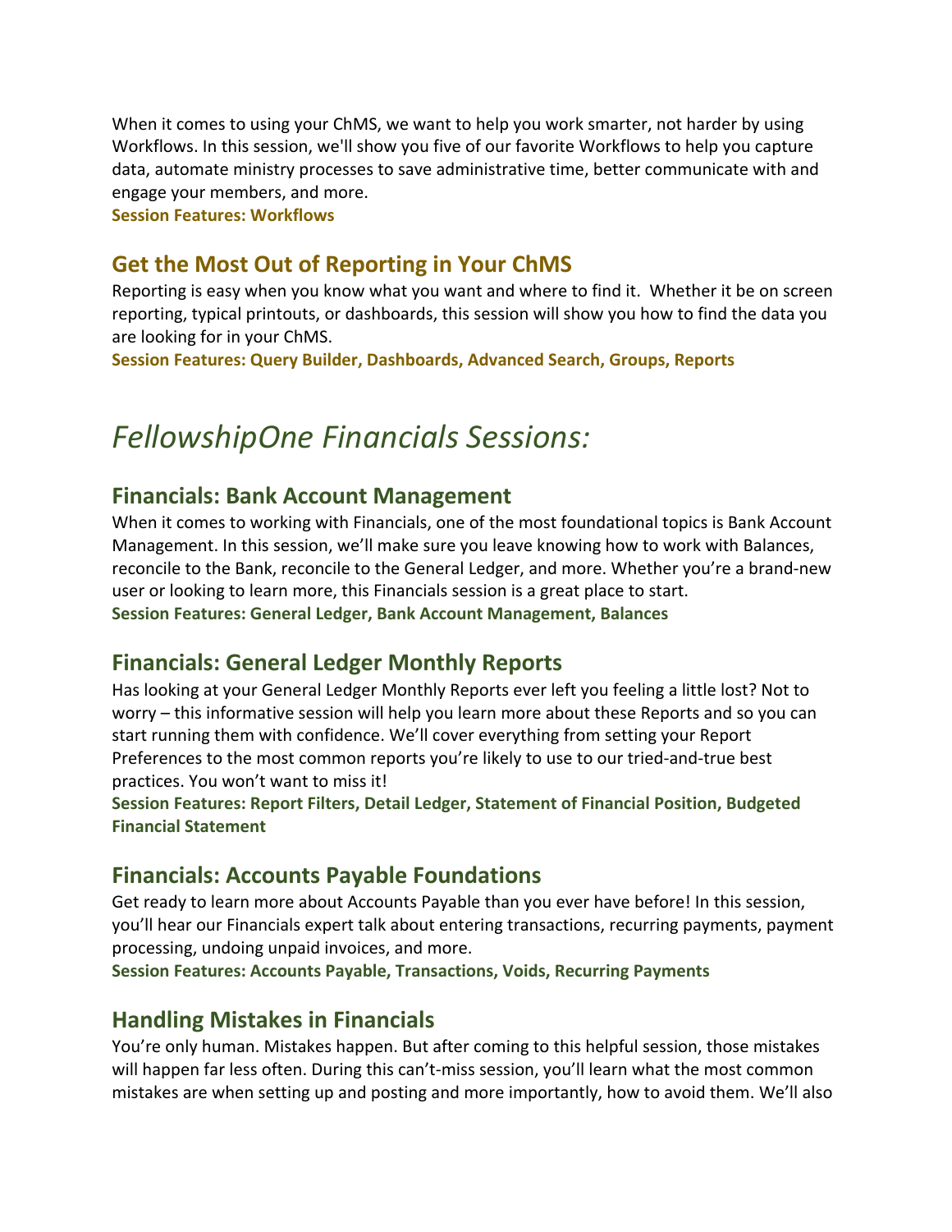When it comes to using your ChMS, we want to help you work smarter, not harder by using Workflows. In this session, we'll show you five of our favorite Workflows to help you capture data, automate ministry processes to save administrative time, better communicate with and engage your members, and more.

**Session Features: Workflows**

## Get the Most Out of Reporting in Your ChMS

Reporting is easy when you know what you want and where to find it. Whether it be on screen reporting, typical printouts, or dashboards, this session will show you how to find the data you are looking for in your ChMS.

**Session Features: Query Builder, Dashboards, Advanced Search, Groups, Reports**

# *FellowshipOne Financials Sessions:*

## Financials: Bank Account Management

When it comes to working with Financials, one of the most foundational topics is Bank Account Management. In this session, we'll make sure you leave knowing how to work with Balances, reconcile to the Bank, reconcile to the General Ledger, and more. Whether you're a brand-new user or looking to learn more, this Financials session is a great place to start.

**Session Features: General Ledger, Bank Account Management, Balances**

## Financials: General Ledger Monthly Reports

Has looking at your General Ledger Monthly Reports ever left you feeling a little lost? Not to worry – this informative session will help you learn more about these Reports and so you can start running them with confidence. We'll cover everything from setting your Report Preferences to the most common reports you're likely to use to our tried-and-true best practices. You won't want to miss it!

**Session Features: Report Filters, Detail Ledger, Statement of Financial Position, Budgeted Financial Statement**

## Financials: Accounts Payable Foundations

Get ready to learn more about Accounts Payable than you ever have before! In this session, you'll hear our Financials expert talk about entering transactions, recurring payments, payment processing, undoing unpaid invoices, and more.

**Session Features: Accounts Payable, Transactions, Voids, Recurring Payments**

## Handling Mistakes in Financials

You're only human. Mistakes happen. But after coming to this helpful session, those mistakes will happen far less often. During this can't-miss session, you'll learn what the most common mistakes are when setting up and posting and more importantly, how to avoid them. We'll also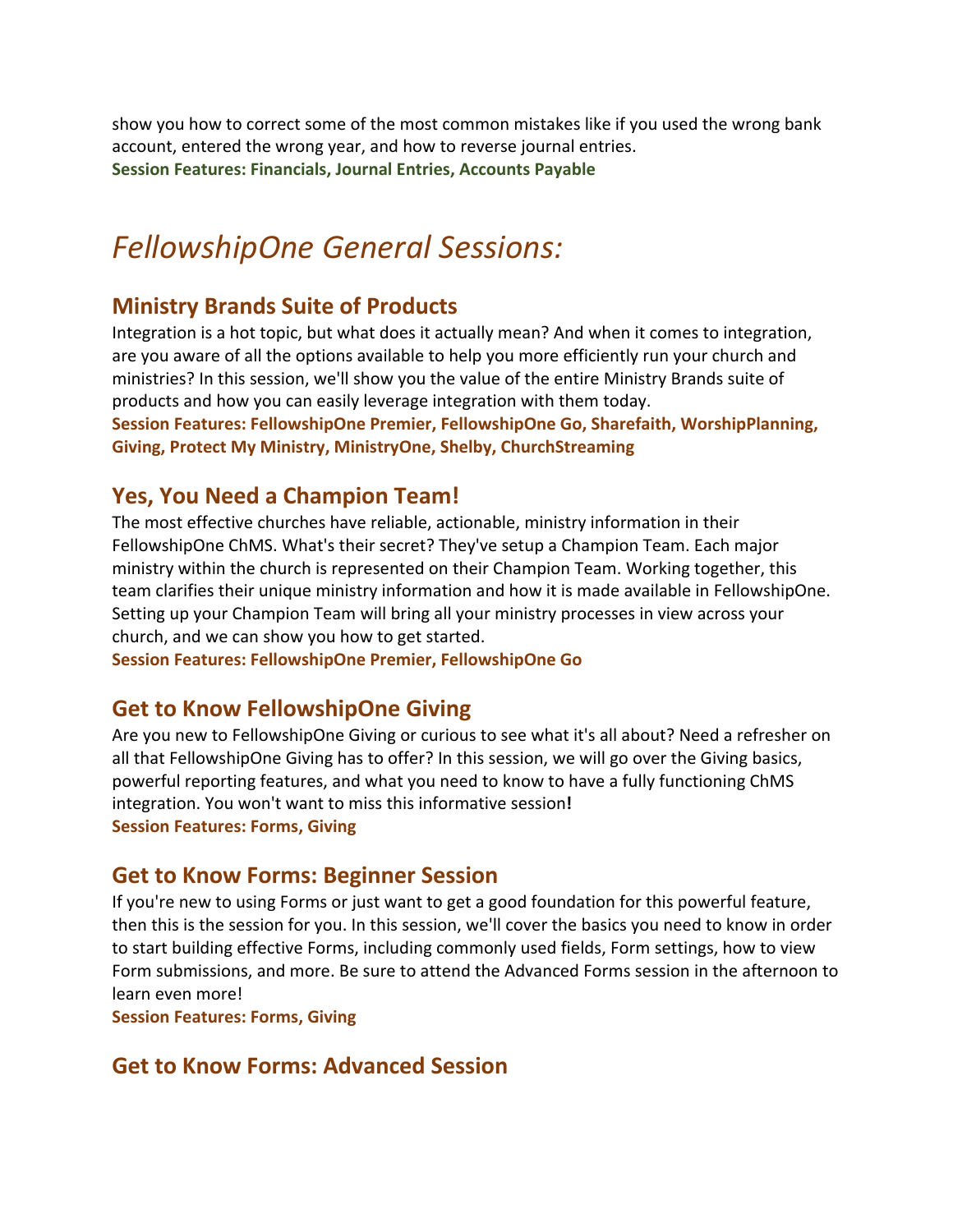show you how to correct some of the most common mistakes like if you used the wrong bank account, entered the wrong year, and how to reverse journal entries.
**Session Features: Financials, Journal Entries, Accounts Payable**

# *FellowshipOne General Sessions:*

## Ministry Brands Suite of Products

Integration is a hot topic, but what does it actually mean? And when it comes to integration, are you aware of all the options available to help you more efficiently run your church and ministries? In this session, we'll show you the value of the entire Ministry Brands suite of products and how you can easily leverage integration with them today.
**Session Features: FellowshipOne Premier, FellowshipOne Go, Sharefaith, WorshipPlanning, Giving, Protect My Ministry, MinistryOne, Shelby, ChurchStreaming**

## Yes, You Need a Champion Team!

The most effective churches have reliable, actionable, ministry information in their FellowshipOne ChMS. What's their secret? They've setup a Champion Team. Each major ministry within the church is represented on their Champion Team. Working together, this team clarifies their unique ministry information and how it is made available in FellowshipOne. Setting up your Champion Team will bring all your ministry processes in view across your church, and we can show you how to get started.
**Session Features: FellowshipOne Premier, FellowshipOne Go**

## Get to Know FellowshipOne Giving

Are you new to FellowshipOne Giving or curious to see what it's all about? Need a refresher on all that FellowshipOne Giving has to offer? In this session, we will go over the Giving basics, powerful reporting features, and what you need to know to have a fully functioning ChMS integration. You won't want to miss this informative session**!**
**Session Features: Forms, Giving**

## Get to Know Forms: Beginner Session

If you're new to using Forms or just want to get a good foundation for this powerful feature, then this is the session for you. In this session, we'll cover the basics you need to know in order to start building effective Forms, including commonly used fields, Form settings, how to view Form submissions, and more. Be sure to attend the Advanced Forms session in the afternoon to learn even more!
**Session Features: Forms, Giving**

## Get to Know Forms: Advanced Session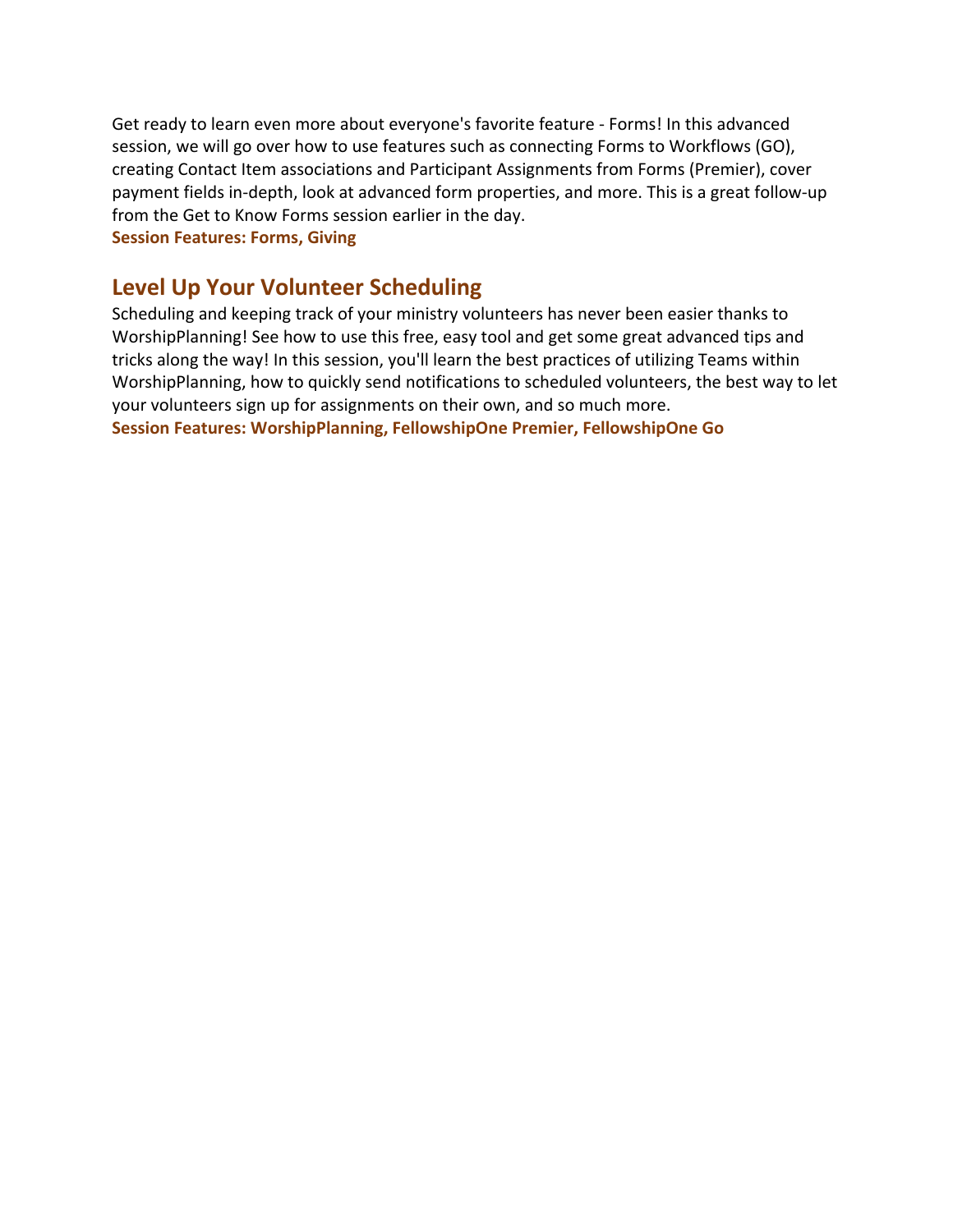Get ready to learn even more about everyone's favorite feature - Forms! In this advanced session, we will go over how to use features such as connecting Forms to Workflows (GO), creating Contact Item associations and Participant Assignments from Forms (Premier), cover payment fields in-depth, look at advanced form properties, and more. This is a great follow-up from the Get to Know Forms session earlier in the day.

**Session Features: Forms, Giving**

## Level Up Your Volunteer Scheduling

Scheduling and keeping track of your ministry volunteers has never been easier thanks to WorshipPlanning! See how to use this free, easy tool and get some great advanced tips and tricks along the way! In this session, you'll learn the best practices of utilizing Teams within WorshipPlanning, how to quickly send notifications to scheduled volunteers, the best way to let your volunteers sign up for assignments on their own, and so much more.

**Session Features: WorshipPlanning, FellowshipOne Premier, FellowshipOne Go**